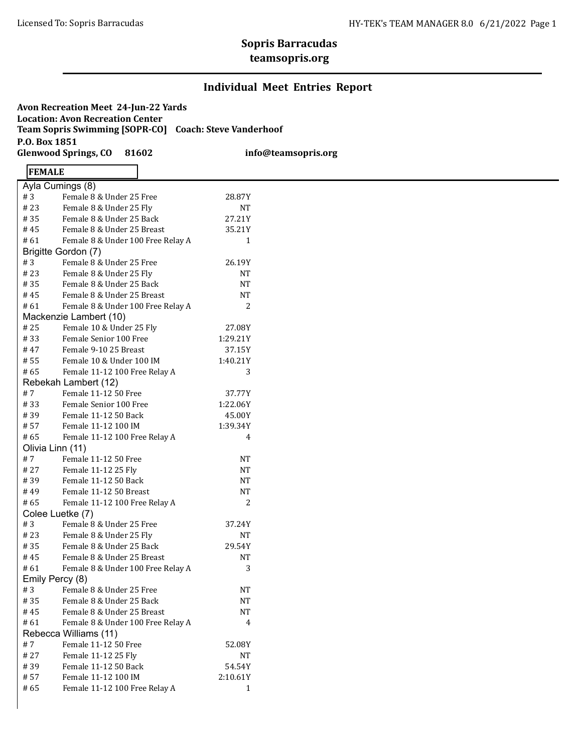# Sopris Barracudas

## teamsopris.org

## Individual Meet Entries Report

**Avon Recreation Meet 24-Jun-22 Yards**
**Location: Avon Recreation Center**
**Team Sopris Swimming [SOPR-CO] Coach: Steve Vanderhoof**
**P.O. Box 1851**
**Glenwood Springs, CO 81602** **info@teamsopris.org**

**FEMALE**

**Ayla Cumings (8)**

| # | Event | Time |
|---|---|---|
| # 3 | Female 8 & Under 25 Free | 28.87Y |
| # 23 | Female 8 & Under 25 Fly | NT |
| # 35 | Female 8 & Under 25 Back | 27.21Y |
| # 45 | Female 8 & Under 25 Breast | 35.21Y |
| # 61 | Female 8 & Under 100 Free Relay A | 1 |

**Brigitte Gordon (7)**

| # | Event | Time |
|---|---|---|
| # 3 | Female 8 & Under 25 Free | 26.19Y |
| # 23 | Female 8 & Under 25 Fly | NT |
| # 35 | Female 8 & Under 25 Back | NT |
| # 45 | Female 8 & Under 25 Breast | NT |
| # 61 | Female 8 & Under 100 Free Relay A | 2 |

**Mackenzie Lambert (10)**

| # | Event | Time |
|---|---|---|
| # 25 | Female 10 & Under 25 Fly | 27.08Y |
| # 33 | Female Senior 100 Free | 1:29.21Y |
| # 47 | Female 9-10 25 Breast | 37.15Y |
| # 55 | Female 10 & Under 100 IM | 1:40.21Y |
| # 65 | Female 11-12 100 Free Relay A | 3 |

**Rebekah Lambert (12)**

| # | Event | Time |
|---|---|---|
| # 7 | Female 11-12 50 Free | 37.77Y |
| # 33 | Female Senior 100 Free | 1:22.06Y |
| # 39 | Female 11-12 50 Back | 45.00Y |
| # 57 | Female 11-12 100 IM | 1:39.34Y |
| # 65 | Female 11-12 100 Free Relay A | 4 |

**Olivia Linn (11)**

| # | Event | Time |
|---|---|---|
| # 7 | Female 11-12 50 Free | NT |
| # 27 | Female 11-12 25 Fly | NT |
| # 39 | Female 11-12 50 Back | NT |
| # 49 | Female 11-12 50 Breast | NT |
| # 65 | Female 11-12 100 Free Relay A | 2 |

**Colee Luetke (7)**

| # | Event | Time |
|---|---|---|
| # 3 | Female 8 & Under 25 Free | 37.24Y |
| # 23 | Female 8 & Under 25 Fly | NT |
| # 35 | Female 8 & Under 25 Back | 29.54Y |
| # 45 | Female 8 & Under 25 Breast | NT |
| # 61 | Female 8 & Under 100 Free Relay A | 3 |

**Emily Percy (8)**

| # | Event | Time |
|---|---|---|
| # 3 | Female 8 & Under 25 Free | NT |
| # 35 | Female 8 & Under 25 Back | NT |
| # 45 | Female 8 & Under 25 Breast | NT |
| # 61 | Female 8 & Under 100 Free Relay A | 4 |

**Rebecca Williams (11)**

| # | Event | Time |
|---|---|---|
| # 7 | Female 11-12 50 Free | 52.08Y |
| # 27 | Female 11-12 25 Fly | NT |
| # 39 | Female 11-12 50 Back | 54.54Y |
| # 57 | Female 11-12 100 IM | 2:10.61Y |
| # 65 | Female 11-12 100 Free Relay A | 1 |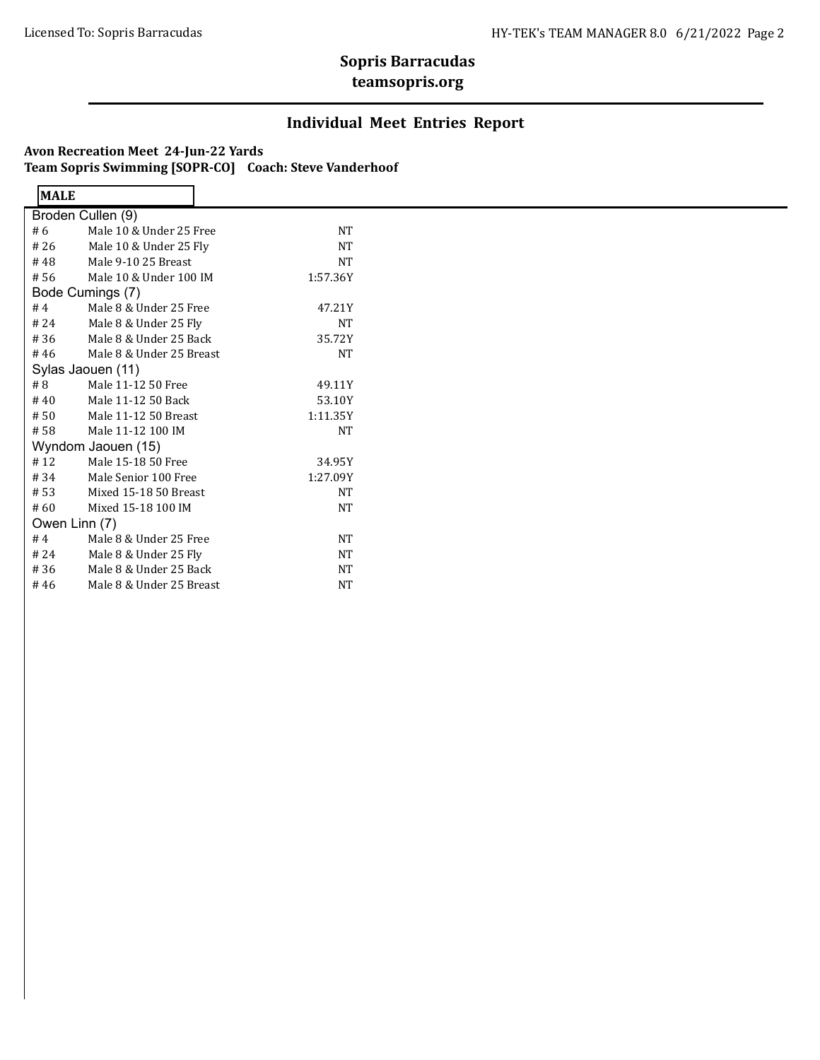# Sopris Barracudas

**teamsopris.org**

## Individual Meet Entries Report

**Avon Recreation Meet 24-Jun-22 Yards**
**Team Sopris Swimming [SOPR-CO] Coach: Steve Vanderhoof**

**MALE**

**Broden Cullen (9)**

| # | Event | Time |
|---|---|---|
| # 6 | Male 10 & Under 25 Free | NT |
| # 26 | Male 10 & Under 25 Fly | NT |
| # 48 | Male 9-10 25 Breast | NT |
| # 56 | Male 10 & Under 100 IM | 1:57.36Y |

**Bode Cumings (7)**

| # | Event | Time |
|---|---|---|
| # 4 | Male 8 & Under 25 Free | 47.21Y |
| # 24 | Male 8 & Under 25 Fly | NT |
| # 36 | Male 8 & Under 25 Back | 35.72Y |
| # 46 | Male 8 & Under 25 Breast | NT |

**Sylas Jaouen (11)**

| # | Event | Time |
|---|---|---|
| # 8 | Male 11-12 50 Free | 49.11Y |
| # 40 | Male 11-12 50 Back | 53.10Y |
| # 50 | Male 11-12 50 Breast | 1:11.35Y |
| # 58 | Male 11-12 100 IM | NT |

**Wyndom Jaouen (15)**

| # | Event | Time |
|---|---|---|
| # 12 | Male 15-18 50 Free | 34.95Y |
| # 34 | Male Senior 100 Free | 1:27.09Y |
| # 53 | Mixed 15-18 50 Breast | NT |
| # 60 | Mixed 15-18 100 IM | NT |

**Owen Linn (7)**

| # | Event | Time |
|---|---|---|
| # 4 | Male 8 & Under 25 Free | NT |
| # 24 | Male 8 & Under 25 Fly | NT |
| # 36 | Male 8 & Under 25 Back | NT |
| # 46 | Male 8 & Under 25 Breast | NT |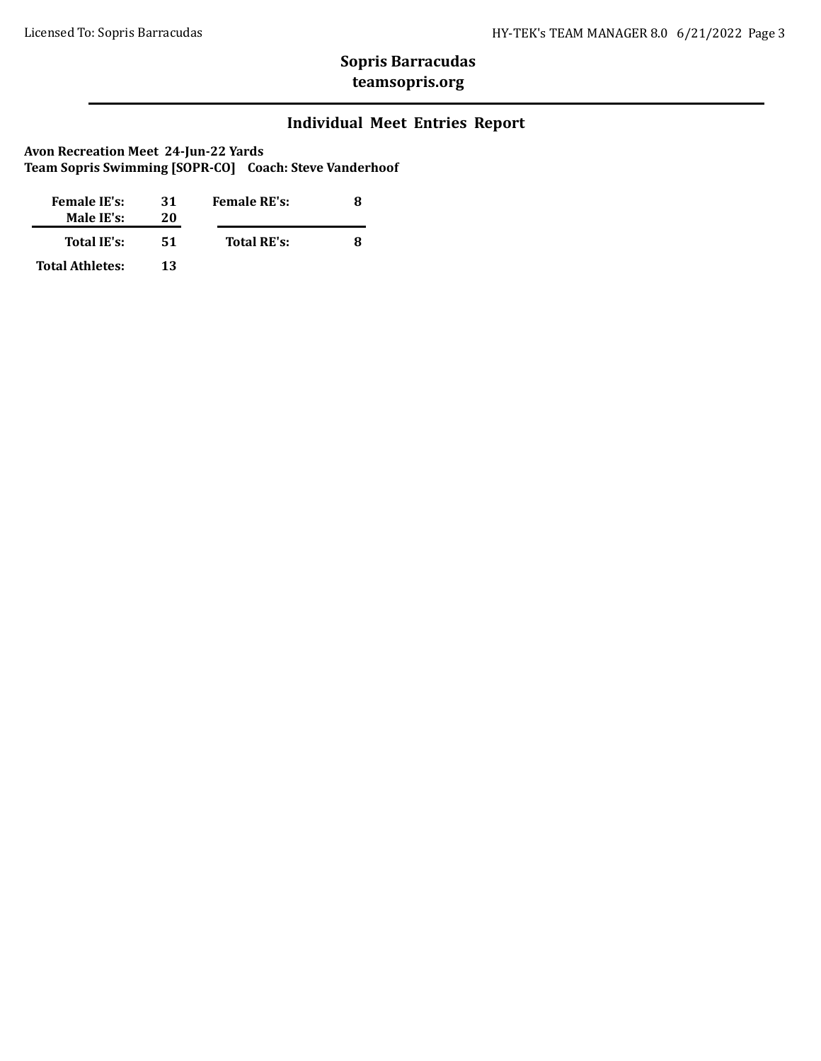## Sopris Barracudas
**teamsopris.org**

### Individual Meet Entries Report

**Avon Recreation Meet 24-Jun-22 Yards**
**Team Sopris Swimming [SOPR-CO] Coach: Steve Vanderhoof**

| | | | |
|---|---|---|---|
| **Female IE's:** | **31** | **Female RE's:** | **8** |
| **Male IE's:** | **20** | | |
| **Total IE's:** | **51** | **Total RE's:** | **8** |
| **Total Athletes:** | **13** | | |